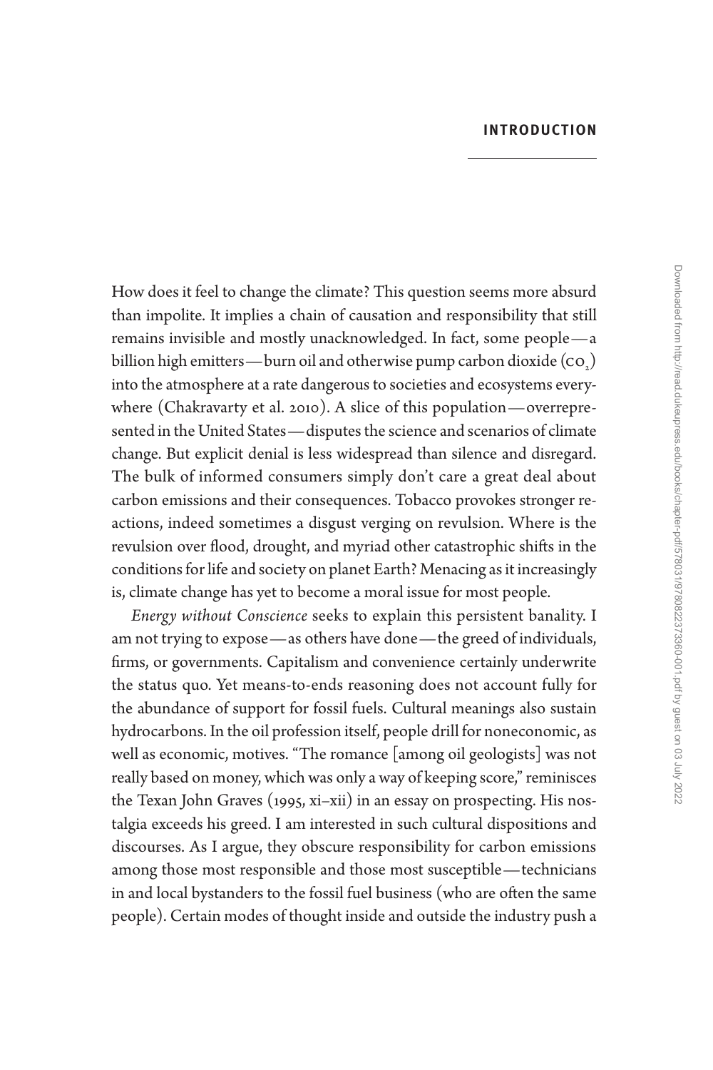# INTRODUCTION

How does it feel to change the climate? This question seems more absurd than impolite. It implies a chain of causation and responsibility that still remains invisible and mostly unacknowledged. In fact, some people—a billion high emitters—burn oil and otherwise pump carbon dioxide ($CO_2$) into the atmosphere at a rate dangerous to societies and ecosystems everywhere (Chakravarty et al. 2010). A slice of this population—overrepresented in the United States—disputes the science and scenarios of climate change. But explicit denial is less widespread than silence and disregard. The bulk of informed consumers simply don't care a great deal about carbon emissions and their consequences. Tobacco provokes stronger reactions, indeed sometimes a disgust verging on revulsion. Where is the revulsion over flood, drought, and myriad other catastrophic shifts in the conditions for life and society on planet Earth? Menacing as it increasingly is, climate change has yet to become a moral issue for most people.

*Energy without Conscience* seeks to explain this persistent banality. I am not trying to expose—as others have done—the greed of individuals, firms, or governments. Capitalism and convenience certainly underwrite the status quo. Yet means-to-ends reasoning does not account fully for the abundance of support for fossil fuels. Cultural meanings also sustain hydrocarbons. In the oil profession itself, people drill for noneconomic, as well as economic, motives. "The romance [among oil geologists] was not really based on money, which was only a way of keeping score," reminisces the Texan John Graves (1995, xi–xii) in an essay on prospecting. His nostalgia exceeds his greed. I am interested in such cultural dispositions and discourses. As I argue, they obscure responsibility for carbon emissions among those most responsible and those most susceptible—technicians in and local bystanders to the fossil fuel business (who are often the same people). Certain modes of thought inside and outside the industry push a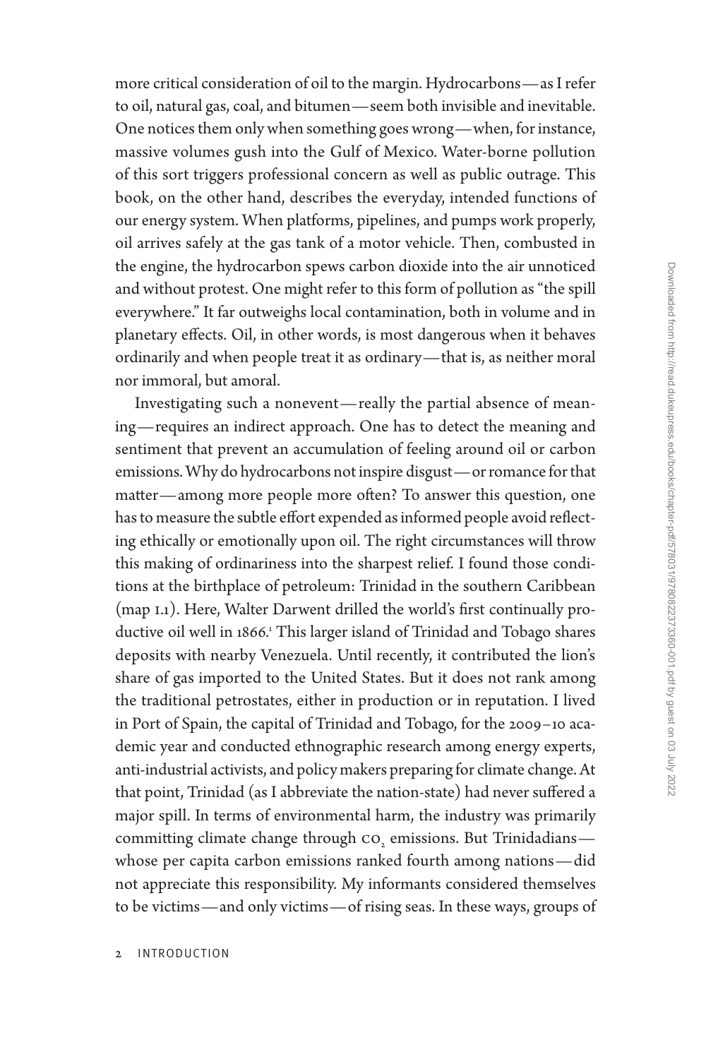more critical consideration of oil to the margin. Hydrocarbons—as I refer to oil, natural gas, coal, and bitumen—seem both invisible and inevitable. One notices them only when something goes wrong—when, for instance, massive volumes gush into the Gulf of Mexico. Water-borne pollution of this sort triggers professional concern as well as public outrage. This book, on the other hand, describes the everyday, intended functions of our energy system. When platforms, pipelines, and pumps work properly, oil arrives safely at the gas tank of a motor vehicle. Then, combusted in the engine, the hydrocarbon spews carbon dioxide into the air unnoticed and without protest. One might refer to this form of pollution as "the spill everywhere." It far outweighs local contamination, both in volume and in planetary effects. Oil, in other words, is most dangerous when it behaves ordinarily and when people treat it as ordinary—that is, as neither moral nor immoral, but amoral.

Investigating such a nonevent—really the partial absence of meaning—requires an indirect approach. One has to detect the meaning and sentiment that prevent an accumulation of feeling around oil or carbon emissions. Why do hydrocarbons not inspire disgust—or romance for that matter—among more people more often? To answer this question, one has to measure the subtle effort expended as informed people avoid reflecting ethically or emotionally upon oil. The right circumstances will throw this making of ordinariness into the sharpest relief. I found those conditions at the birthplace of petroleum: Trinidad in the southern Caribbean (map I.1). Here, Walter Darwent drilled the world's first continually productive oil well in 1866.[1] This larger island of Trinidad and Tobago shares deposits with nearby Venezuela. Until recently, it contributed the lion's share of gas imported to the United States. But it does not rank among the traditional petrostates, either in production or in reputation. I lived in Port of Spain, the capital of Trinidad and Tobago, for the 2009–10 academic year and conducted ethnographic research among energy experts, anti-industrial activists, and policy makers preparing for climate change. At that point, Trinidad (as I abbreviate the nation-state) had never suffered a major spill. In terms of environmental harm, the industry was primarily committing climate change through $CO_2$ emissions. But Trinidadians—whose per capita carbon emissions ranked fourth among nations—did not appreciate this responsibility. My informants considered themselves to be victims—and only victims—of rising seas. In these ways, groups of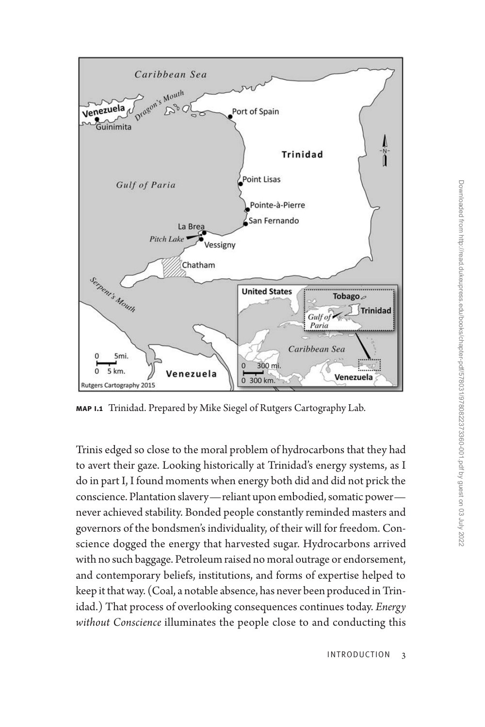**MAP I.1** Trinidad. Prepared by Mike Siegel of Rutgers Cartography Lab.

Trinis edged so close to the moral problem of hydrocarbons that they had to avert their gaze. Looking historically at Trinidad's energy systems, as I do in part I, I found moments when energy both did and did not prick the conscience. Plantation slavery—reliant upon embodied, somatic power—never achieved stability. Bonded people constantly reminded masters and governors of the bondsmen's individuality, of their will for freedom. Conscience dogged the energy that harvested sugar. Hydrocarbons arrived with no such baggage. Petroleum raised no moral outrage or endorsement, and contemporary beliefs, institutions, and forms of expertise helped to keep it that way. (Coal, a notable absence, has never been produced in Trinidad.) That process of overlooking consequences continues today. *Energy without Conscience* illuminates the people close to and conducting this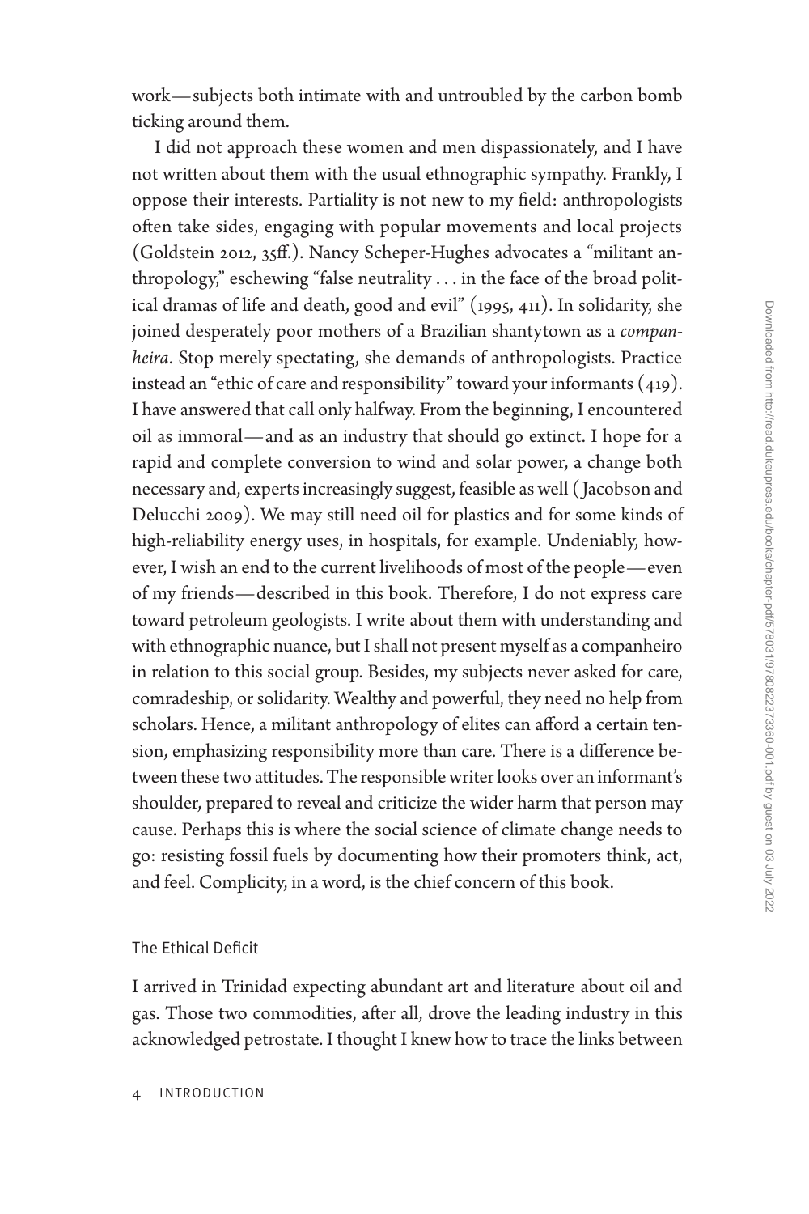work—subjects both intimate with and untroubled by the carbon bomb ticking around them.

I did not approach these women and men dispassionately, and I have not written about them with the usual ethnographic sympathy. Frankly, I oppose their interests. Partiality is not new to my field: anthropologists often take sides, engaging with popular movements and local projects (Goldstein 2012, 35ff.). Nancy Scheper-Hughes advocates a "militant anthropology," eschewing "false neutrality . . . in the face of the broad political dramas of life and death, good and evil" (1995, 411). In solidarity, she joined desperately poor mothers of a Brazilian shantytown as a *companheira*. Stop merely spectating, she demands of anthropologists. Practice instead an "ethic of care and responsibility" toward your informants (419). I have answered that call only halfway. From the beginning, I encountered oil as immoral—and as an industry that should go extinct. I hope for a rapid and complete conversion to wind and solar power, a change both necessary and, experts increasingly suggest, feasible as well (Jacobson and Delucchi 2009). We may still need oil for plastics and for some kinds of high-reliability energy uses, in hospitals, for example. Undeniably, however, I wish an end to the current livelihoods of most of the people—even of my friends—described in this book. Therefore, I do not express care toward petroleum geologists. I write about them with understanding and with ethnographic nuance, but I shall not present myself as a companheiro in relation to this social group. Besides, my subjects never asked for care, comradeship, or solidarity. Wealthy and powerful, they need no help from scholars. Hence, a militant anthropology of elites can afford a certain tension, emphasizing responsibility more than care. There is a difference between these two attitudes. The responsible writer looks over an informant's shoulder, prepared to reveal and criticize the wider harm that person may cause. Perhaps this is where the social science of climate change needs to go: resisting fossil fuels by documenting how their promoters think, act, and feel. Complicity, in a word, is the chief concern of this book.

## The Ethical Deficit

I arrived in Trinidad expecting abundant art and literature about oil and gas. Those two commodities, after all, drove the leading industry in this acknowledged petrostate. I thought I knew how to trace the links between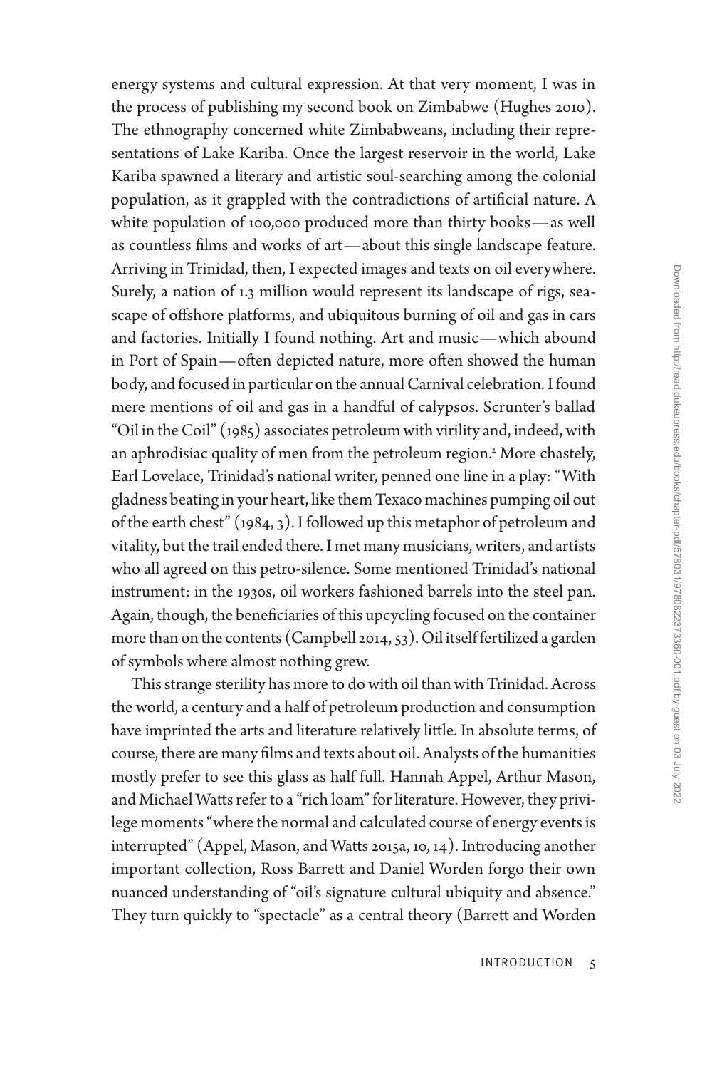energy systems and cultural expression. At that very moment, I was in the process of publishing my second book on Zimbabwe (Hughes 2010). The ethnography concerned white Zimbabweans, including their representations of Lake Kariba. Once the largest reservoir in the world, Lake Kariba spawned a literary and artistic soul-searching among the colonial population, as it grappled with the contradictions of artificial nature. A white population of 100,000 produced more than thirty books—as well as countless films and works of art—about this single landscape feature. Arriving in Trinidad, then, I expected images and texts on oil everywhere. Surely, a nation of 1.3 million would represent its landscape of rigs, seascape of offshore platforms, and ubiquitous burning of oil and gas in cars and factories. Initially I found nothing. Art and music—which abound in Port of Spain—often depicted nature, more often showed the human body, and focused in particular on the annual Carnival celebration. I found mere mentions of oil and gas in a handful of calypsos. Scrunter's ballad "Oil in the Coil" (1985) associates petroleum with virility and, indeed, with an aphrodisiac quality of men from the petroleum region.[2] More chastely, Earl Lovelace, Trinidad's national writer, penned one line in a play: "With gladness beating in your heart, like them Texaco machines pumping oil out of the earth chest" (1984, 3). I followed up this metaphor of petroleum and vitality, but the trail ended there. I met many musicians, writers, and artists who all agreed on this petro-silence. Some mentioned Trinidad's national instrument: in the 1930s, oil workers fashioned barrels into the steel pan. Again, though, the beneficiaries of this upcycling focused on the container more than on the contents (Campbell 2014, 53). Oil itself fertilized a garden of symbols where almost nothing grew.

This strange sterility has more to do with oil than with Trinidad. Across the world, a century and a half of petroleum production and consumption have imprinted the arts and literature relatively little. In absolute terms, of course, there are many films and texts about oil. Analysts of the humanities mostly prefer to see this glass as half full. Hannah Appel, Arthur Mason, and Michael Watts refer to a "rich loam" for literature. However, they privilege moments "where the normal and calculated course of energy events is interrupted" (Appel, Mason, and Watts 2015a, 10, 14). Introducing another important collection, Ross Barrett and Daniel Worden forgo their own nuanced understanding of "oil's signature cultural ubiquity and absence." They turn quickly to "spectacle" as a central theory (Barrett and Worden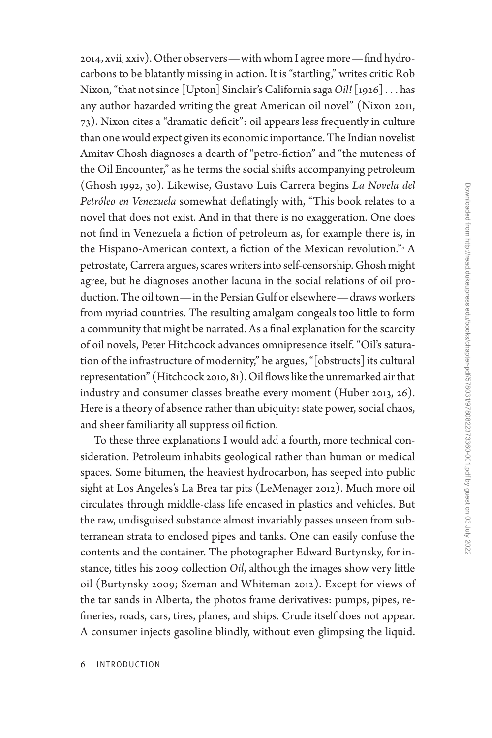2014, xvii, xxiv). Other observers—with whom I agree more—find hydrocarbons to be blatantly missing in action. It is "startling," writes critic Rob Nixon, "that not since [Upton] Sinclair's California saga *Oil!* [1926] . . . has any author hazarded writing the great American oil novel" (Nixon 2011, 73). Nixon cites a "dramatic deficit": oil appears less frequently in culture than one would expect given its economic importance. The Indian novelist Amitav Ghosh diagnoses a dearth of "petro-fiction" and "the muteness of the Oil Encounter," as he terms the social shifts accompanying petroleum (Ghosh 1992, 30). Likewise, Gustavo Luis Carrera begins *La Novela del Petróleo en Venezuela* somewhat deflatingly with, "This book relates to a novel that does not exist. And in that there is no exaggeration. One does not find in Venezuela a fiction of petroleum as, for example there is, in the Hispano-American context, a fiction of the Mexican revolution."[3] A petrostate, Carrera argues, scares writers into self-censorship. Ghosh might agree, but he diagnoses another lacuna in the social relations of oil production. The oil town—in the Persian Gulf or elsewhere—draws workers from myriad countries. The resulting amalgam congeals too little to form a community that might be narrated. As a final explanation for the scarcity of oil novels, Peter Hitchcock advances omnipresence itself. "Oil's saturation of the infrastructure of modernity," he argues, "[obstructs] its cultural representation" (Hitchcock 2010, 81). Oil flows like the unremarked air that industry and consumer classes breathe every moment (Huber 2013, 26). Here is a theory of absence rather than ubiquity: state power, social chaos, and sheer familiarity all suppress oil fiction.

To these three explanations I would add a fourth, more technical consideration. Petroleum inhabits geological rather than human or medical spaces. Some bitumen, the heaviest hydrocarbon, has seeped into public sight at Los Angeles's La Brea tar pits (LeMenager 2012). Much more oil circulates through middle-class life encased in plastics and vehicles. But the raw, undisguised substance almost invariably passes unseen from subterranean strata to enclosed pipes and tanks. One can easily confuse the contents and the container. The photographer Edward Burtynsky, for instance, titles his 2009 collection *Oil*, although the images show very little oil (Burtynsky 2009; Szeman and Whiteman 2012). Except for views of the tar sands in Alberta, the photos frame derivatives: pumps, pipes, refineries, roads, cars, tires, planes, and ships. Crude itself does not appear. A consumer injects gasoline blindly, without even glimpsing the liquid.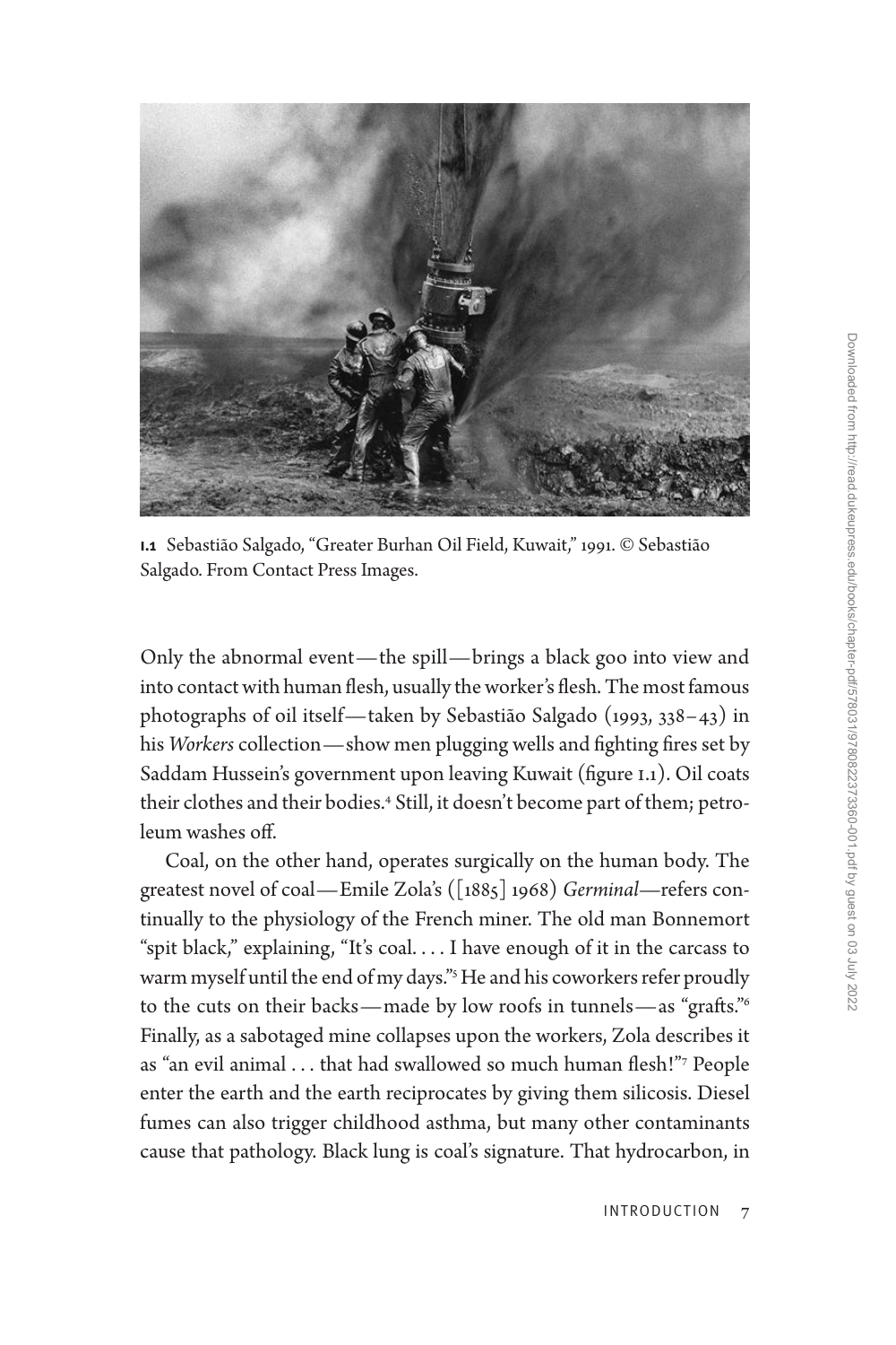**1.1** Sebastião Salgado, "Greater Burhan Oil Field, Kuwait," 1991. © Sebastião Salgado. From Contact Press Images.

Only the abnormal event—the spill—brings a black goo into view and into contact with human flesh, usually the worker's flesh. The most famous photographs of oil itself—taken by Sebastião Salgado (1993, 338–43) in his *Workers* collection—show men plugging wells and fighting fires set by Saddam Hussein's government upon leaving Kuwait (figure 1.1). Oil coats their clothes and their bodies.[4] Still, it doesn't become part of them; petroleum washes off.

Coal, on the other hand, operates surgically on the human body. The greatest novel of coal—Emile Zola's ([1885] 1968) *Germinal*—refers continually to the physiology of the French miner. The old man Bonnemort "spit black," explaining, "It's coal. . . . I have enough of it in the carcass to warm myself until the end of my days."[5] He and his coworkers refer proudly to the cuts on their backs—made by low roofs in tunnels—as "grafts."[6] Finally, as a sabotaged mine collapses upon the workers, Zola describes it as "an evil animal . . . that had swallowed so much human flesh!"[7] People enter the earth and the earth reciprocates by giving them silicosis. Diesel fumes can also trigger childhood asthma, but many other contaminants cause that pathology. Black lung is coal's signature. That hydrocarbon, in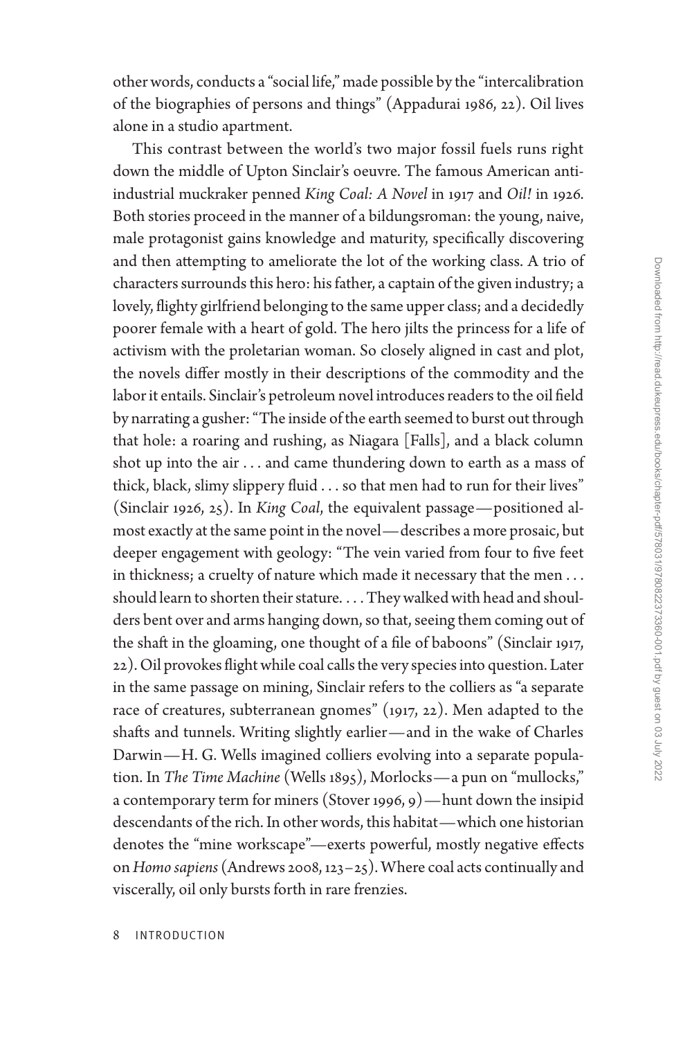other words, conducts a "social life," made possible by the "intercalibration of the biographies of persons and things" (Appadurai 1986, 22). Oil lives alone in a studio apartment.

This contrast between the world's two major fossil fuels runs right down the middle of Upton Sinclair's oeuvre. The famous American anti-industrial muckraker penned *King Coal: A Novel* in 1917 and *Oil!* in 1926. Both stories proceed in the manner of a bildungsroman: the young, naive, male protagonist gains knowledge and maturity, specifically discovering and then attempting to ameliorate the lot of the working class. A trio of characters surrounds this hero: his father, a captain of the given industry; a lovely, flighty girlfriend belonging to the same upper class; and a decidedly poorer female with a heart of gold. The hero jilts the princess for a life of activism with the proletarian woman. So closely aligned in cast and plot, the novels differ mostly in their descriptions of the commodity and the labor it entails. Sinclair's petroleum novel introduces readers to the oil field by narrating a gusher: "The inside of the earth seemed to burst out through that hole: a roaring and rushing, as Niagara [Falls], and a black column shot up into the air . . . and came thundering down to earth as a mass of thick, black, slimy slippery fluid . . . so that men had to run for their lives" (Sinclair 1926, 25). In *King Coal*, the equivalent passage—positioned almost exactly at the same point in the novel—describes a more prosaic, but deeper engagement with geology: "The vein varied from four to five feet in thickness; a cruelty of nature which made it necessary that the men . . . should learn to shorten their stature. . . . They walked with head and shoulders bent over and arms hanging down, so that, seeing them coming out of the shaft in the gloaming, one thought of a file of baboons" (Sinclair 1917, 22). Oil provokes flight while coal calls the very species into question. Later in the same passage on mining, Sinclair refers to the colliers as "a separate race of creatures, subterranean gnomes" (1917, 22). Men adapted to the shafts and tunnels. Writing slightly earlier—and in the wake of Charles Darwin—H. G. Wells imagined colliers evolving into a separate population. In *The Time Machine* (Wells 1895), Morlocks—a pun on "mullocks," a contemporary term for miners (Stover 1996, 9)—hunt down the insipid descendants of the rich. In other words, this habitat—which one historian denotes the "mine workscape"—exerts powerful, mostly negative effects on *Homo sapiens* (Andrews 2008, 123–25). Where coal acts continually and viscerally, oil only bursts forth in rare frenzies.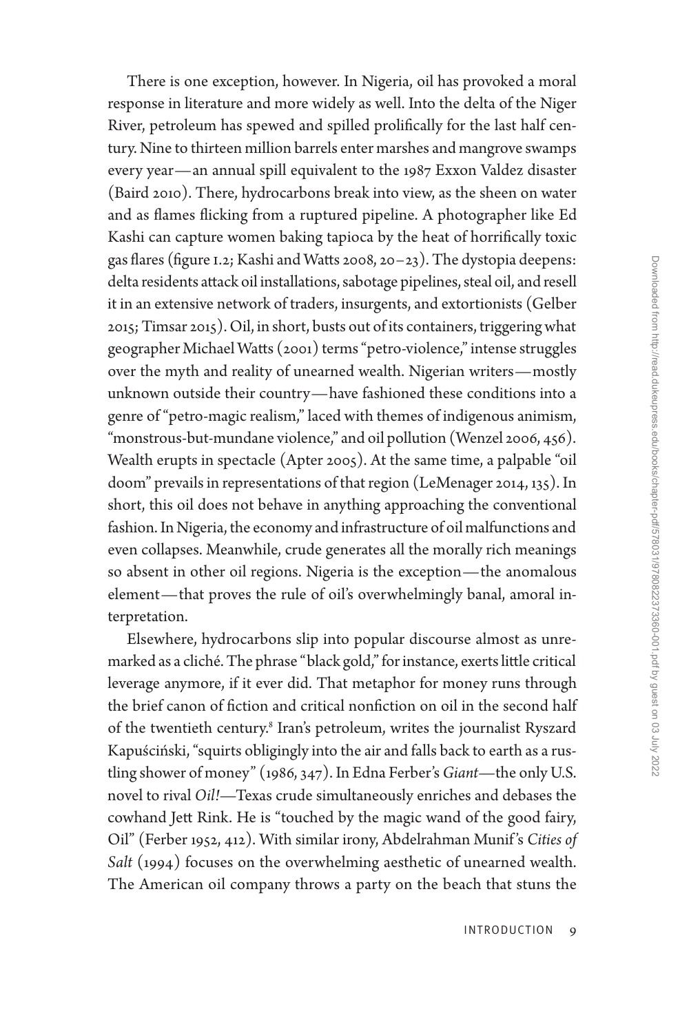There is one exception, however. In Nigeria, oil has provoked a moral response in literature and more widely as well. Into the delta of the Niger River, petroleum has spewed and spilled prolifically for the last half century. Nine to thirteen million barrels enter marshes and mangrove swamps every year—an annual spill equivalent to the 1987 Exxon Valdez disaster (Baird 2010). There, hydrocarbons break into view, as the sheen on water and as flames flicking from a ruptured pipeline. A photographer like Ed Kashi can capture women baking tapioca by the heat of horrifically toxic gas flares (figure I.2; Kashi and Watts 2008, 20–23). The dystopia deepens: delta residents attack oil installations, sabotage pipelines, steal oil, and resell it in an extensive network of traders, insurgents, and extortionists (Gelber 2015; Timsar 2015). Oil, in short, busts out of its containers, triggering what geographer Michael Watts (2001) terms "petro-violence," intense struggles over the myth and reality of unearned wealth. Nigerian writers—mostly unknown outside their country—have fashioned these conditions into a genre of "petro-magic realism," laced with themes of indigenous animism, "monstrous-but-mundane violence," and oil pollution (Wenzel 2006, 456). Wealth erupts in spectacle (Apter 2005). At the same time, a palpable "oil doom" prevails in representations of that region (LeMenager 2014, 135). In short, this oil does not behave in anything approaching the conventional fashion. In Nigeria, the economy and infrastructure of oil malfunctions and even collapses. Meanwhile, crude generates all the morally rich meanings so absent in other oil regions. Nigeria is the exception—the anomalous element—that proves the rule of oil's overwhelmingly banal, amoral interpretation.

Elsewhere, hydrocarbons slip into popular discourse almost as unremarked as a cliché. The phrase "black gold," for instance, exerts little critical leverage anymore, if it ever did. That metaphor for money runs through the brief canon of fiction and critical nonfiction on oil in the second half of the twentieth century.[8] Iran's petroleum, writes the journalist Ryszard Kapuściński, "squirts obligingly into the air and falls back to earth as a rustling shower of money" (1986, 347). In Edna Ferber's *Giant*—the only U.S. novel to rival *Oil!*—Texas crude simultaneously enriches and debases the cowhand Jett Rink. He is "touched by the magic wand of the good fairy, Oil" (Ferber 1952, 412). With similar irony, Abdelrahman Munif's *Cities of Salt* (1994) focuses on the overwhelming aesthetic of unearned wealth. The American oil company throws a party on the beach that stuns the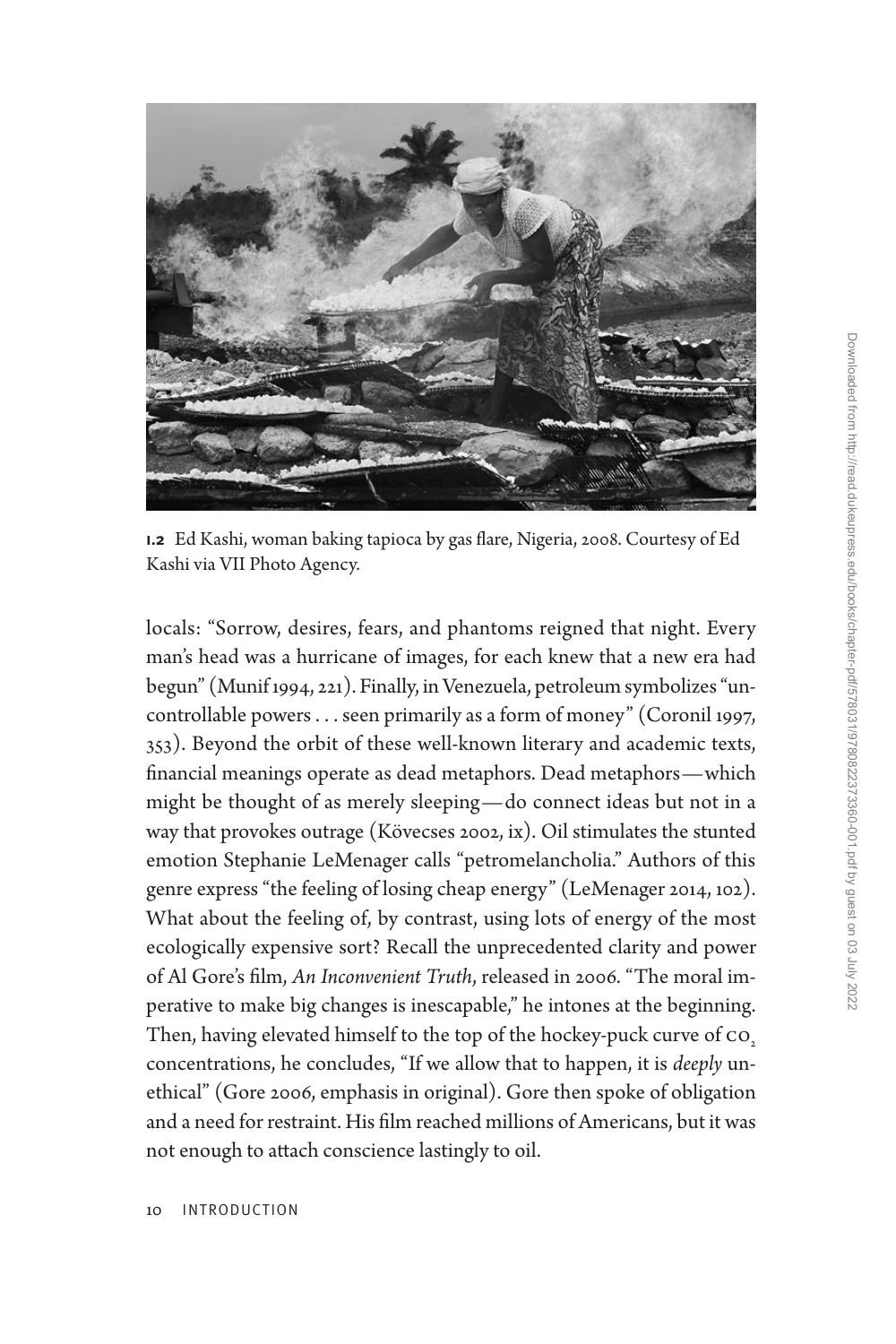**1.2** Ed Kashi, woman baking tapioca by gas flare, Nigeria, 2008. Courtesy of Ed Kashi via VII Photo Agency.

locals: "Sorrow, desires, fears, and phantoms reigned that night. Every man's head was a hurricane of images, for each knew that a new era had begun" (Munif 1994, 221). Finally, in Venezuela, petroleum symbolizes "uncontrollable powers . . . seen primarily as a form of money" (Coronil 1997, 353). Beyond the orbit of these well-known literary and academic texts, financial meanings operate as dead metaphors. Dead metaphors—which might be thought of as merely sleeping—do connect ideas but not in a way that provokes outrage (Kövecses 2002, ix). Oil stimulates the stunted emotion Stephanie LeMenager calls "petromelancholia." Authors of this genre express "the feeling of losing cheap energy" (LeMenager 2014, 102). What about the feeling of, by contrast, using lots of energy of the most ecologically expensive sort? Recall the unprecedented clarity and power of Al Gore's film, *An Inconvenient Truth*, released in 2006. "The moral imperative to make big changes is inescapable," he intones at the beginning. Then, having elevated himself to the top of the hockey-puck curve of $CO_2$ concentrations, he concludes, "If we allow that to happen, it is *deeply* unethical" (Gore 2006, emphasis in original). Gore then spoke of obligation and a need for restraint. His film reached millions of Americans, but it was not enough to attach conscience lastingly to oil.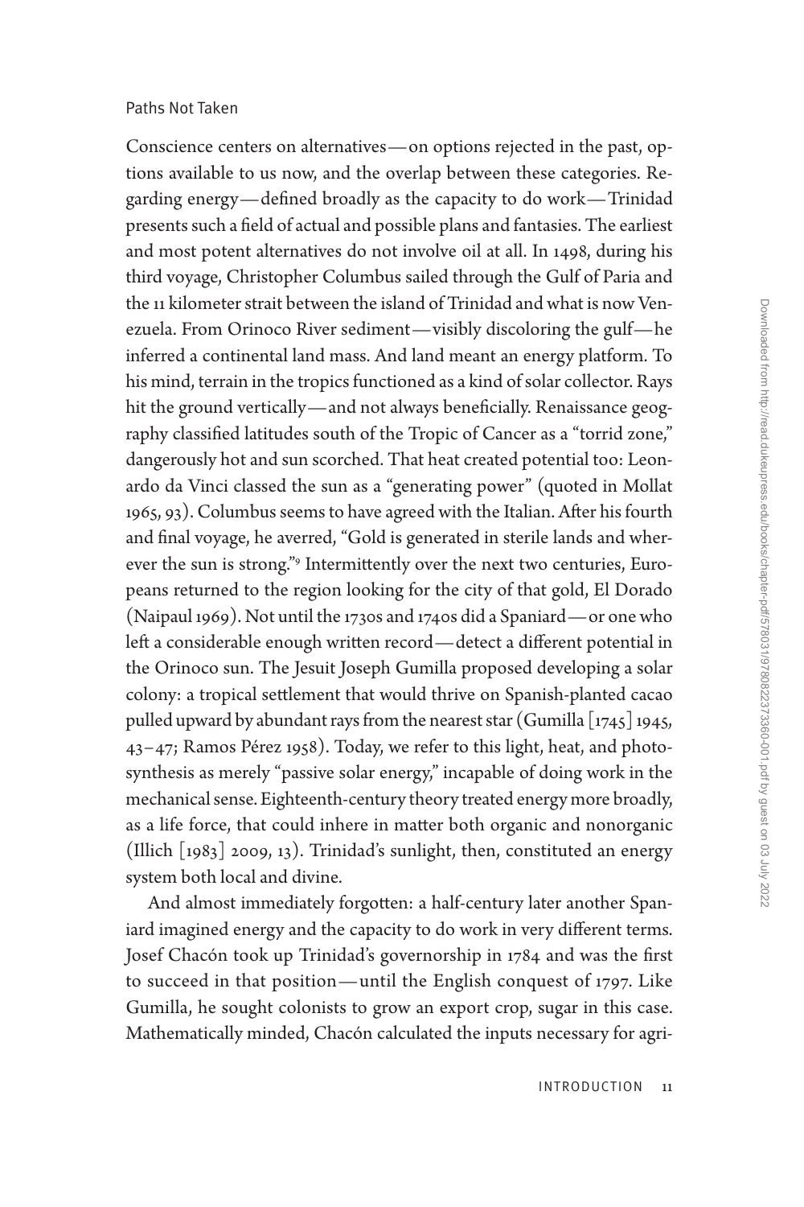## Paths Not Taken

Conscience centers on alternatives—on options rejected in the past, options available to us now, and the overlap between these categories. Regarding energy—defined broadly as the capacity to do work—Trinidad presents such a field of actual and possible plans and fantasies. The earliest and most potent alternatives do not involve oil at all. In 1498, during his third voyage, Christopher Columbus sailed through the Gulf of Paria and the 11 kilometer strait between the island of Trinidad and what is now Venezuela. From Orinoco River sediment—visibly discoloring the gulf—he inferred a continental land mass. And land meant an energy platform. To his mind, terrain in the tropics functioned as a kind of solar collector. Rays hit the ground vertically—and not always beneficially. Renaissance geography classified latitudes south of the Tropic of Cancer as a "torrid zone," dangerously hot and sun scorched. That heat created potential too: Leonardo da Vinci classed the sun as a "generating power" (quoted in Mollat 1965, 93). Columbus seems to have agreed with the Italian. After his fourth and final voyage, he averred, "Gold is generated in sterile lands and wherever the sun is strong."[9] Intermittently over the next two centuries, Europeans returned to the region looking for the city of that gold, El Dorado (Naipaul 1969). Not until the 1730s and 1740s did a Spaniard—or one who left a considerable enough written record—detect a different potential in the Orinoco sun. The Jesuit Joseph Gumilla proposed developing a solar colony: a tropical settlement that would thrive on Spanish-planted cacao pulled upward by abundant rays from the nearest star (Gumilla [1745] 1945, 43–47; Ramos Pérez 1958). Today, we refer to this light, heat, and photosynthesis as merely "passive solar energy," incapable of doing work in the mechanical sense. Eighteenth-century theory treated energy more broadly, as a life force, that could inhere in matter both organic and nonorganic (Illich [1983] 2009, 13). Trinidad's sunlight, then, constituted an energy system both local and divine.

And almost immediately forgotten: a half-century later another Spaniard imagined energy and the capacity to do work in very different terms. Josef Chacón took up Trinidad's governorship in 1784 and was the first to succeed in that position—until the English conquest of 1797. Like Gumilla, he sought colonists to grow an export crop, sugar in this case. Mathematically minded, Chacón calculated the inputs necessary for agri-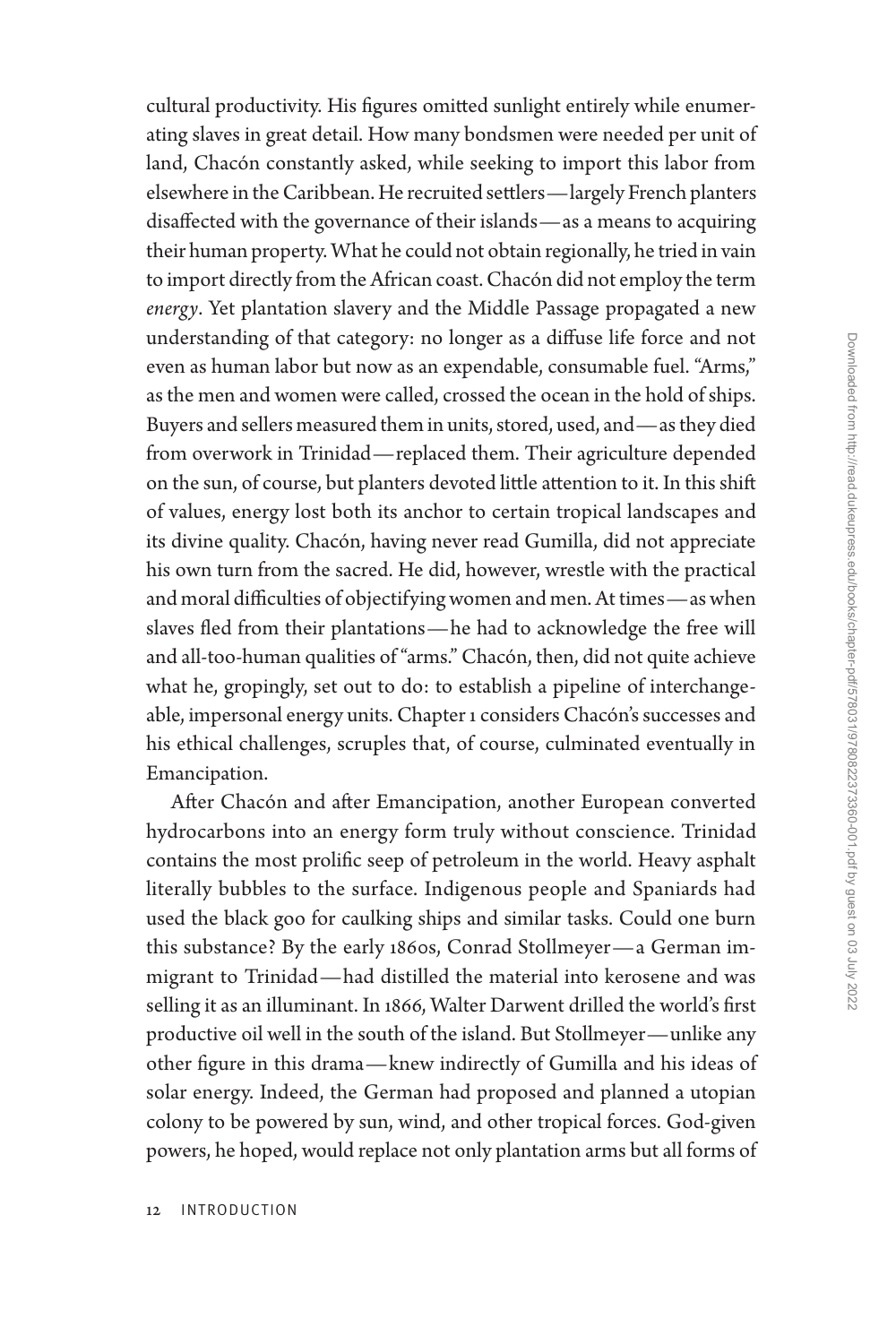cultural productivity. His figures omitted sunlight entirely while enumerating slaves in great detail. How many bondsmen were needed per unit of land, Chacón constantly asked, while seeking to import this labor from elsewhere in the Caribbean. He recruited settlers—largely French planters disaffected with the governance of their islands—as a means to acquiring their human property. What he could not obtain regionally, he tried in vain to import directly from the African coast. Chacón did not employ the term *energy*. Yet plantation slavery and the Middle Passage propagated a new understanding of that category: no longer as a diffuse life force and not even as human labor but now as an expendable, consumable fuel. "Arms," as the men and women were called, crossed the ocean in the hold of ships. Buyers and sellers measured them in units, stored, used, and—as they died from overwork in Trinidad—replaced them. Their agriculture depended on the sun, of course, but planters devoted little attention to it. In this shift of values, energy lost both its anchor to certain tropical landscapes and its divine quality. Chacón, having never read Gumilla, did not appreciate his own turn from the sacred. He did, however, wrestle with the practical and moral difficulties of objectifying women and men. At times—as when slaves fled from their plantations—he had to acknowledge the free will and all-too-human qualities of "arms." Chacón, then, did not quite achieve what he, gropingly, set out to do: to establish a pipeline of interchangeable, impersonal energy units. Chapter 1 considers Chacón's successes and his ethical challenges, scruples that, of course, culminated eventually in Emancipation.

After Chacón and after Emancipation, another European converted hydrocarbons into an energy form truly without conscience. Trinidad contains the most prolific seep of petroleum in the world. Heavy asphalt literally bubbles to the surface. Indigenous people and Spaniards had used the black goo for caulking ships and similar tasks. Could one burn this substance? By the early 1860s, Conrad Stollmeyer—a German immigrant to Trinidad—had distilled the material into kerosene and was selling it as an illuminant. In 1866, Walter Darwent drilled the world's first productive oil well in the south of the island. But Stollmeyer—unlike any other figure in this drama—knew indirectly of Gumilla and his ideas of solar energy. Indeed, the German had proposed and planned a utopian colony to be powered by sun, wind, and other tropical forces. God-given powers, he hoped, would replace not only plantation arms but all forms of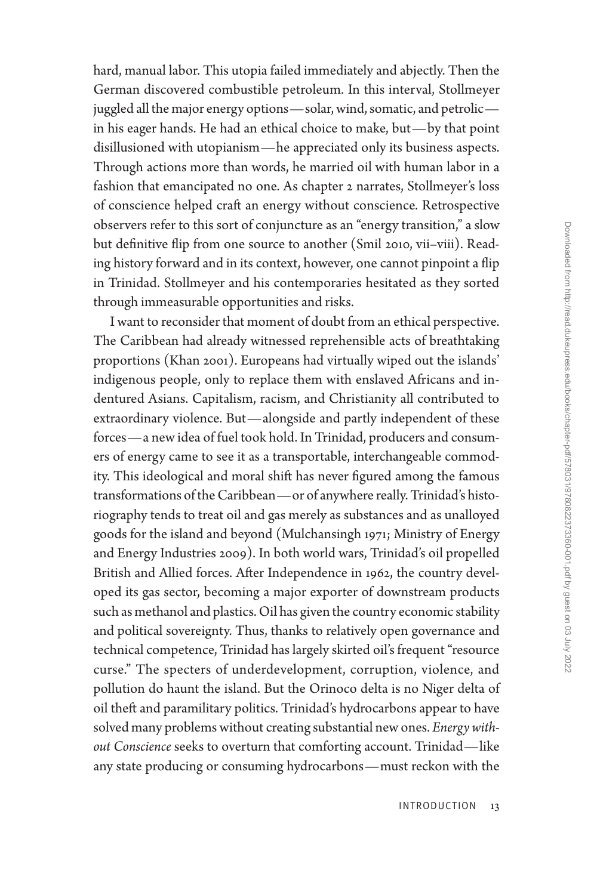hard, manual labor. This utopia failed immediately and abjectly. Then the German discovered combustible petroleum. In this interval, Stollmeyer juggled all the major energy options—solar, wind, somatic, and petrolic—in his eager hands. He had an ethical choice to make, but—by that point disillusioned with utopianism—he appreciated only its business aspects. Through actions more than words, he married oil with human labor in a fashion that emancipated no one. As chapter 2 narrates, Stollmeyer's loss of conscience helped craft an energy without conscience. Retrospective observers refer to this sort of conjuncture as an "energy transition," a slow but definitive flip from one source to another (Smil 2010, vii–viii). Reading history forward and in its context, however, one cannot pinpoint a flip in Trinidad. Stollmeyer and his contemporaries hesitated as they sorted through immeasurable opportunities and risks.

I want to reconsider that moment of doubt from an ethical perspective. The Caribbean had already witnessed reprehensible acts of breathtaking proportions (Khan 2001). Europeans had virtually wiped out the islands' indigenous people, only to replace them with enslaved Africans and indentured Asians. Capitalism, racism, and Christianity all contributed to extraordinary violence. But—alongside and partly independent of these forces—a new idea of fuel took hold. In Trinidad, producers and consumers of energy came to see it as a transportable, interchangeable commodity. This ideological and moral shift has never figured among the famous transformations of the Caribbean—or of anywhere really. Trinidad's historiography tends to treat oil and gas merely as substances and as unalloyed goods for the island and beyond (Mulchansingh 1971; Ministry of Energy and Energy Industries 2009). In both world wars, Trinidad's oil propelled British and Allied forces. After Independence in 1962, the country developed its gas sector, becoming a major exporter of downstream products such as methanol and plastics. Oil has given the country economic stability and political sovereignty. Thus, thanks to relatively open governance and technical competence, Trinidad has largely skirted oil's frequent "resource curse." The specters of underdevelopment, corruption, violence, and pollution do haunt the island. But the Orinoco delta is no Niger delta of oil theft and paramilitary politics. Trinidad's hydrocarbons appear to have solved many problems without creating substantial new ones. *Energy without Conscience* seeks to overturn that comforting account. Trinidad—like any state producing or consuming hydrocarbons—must reckon with the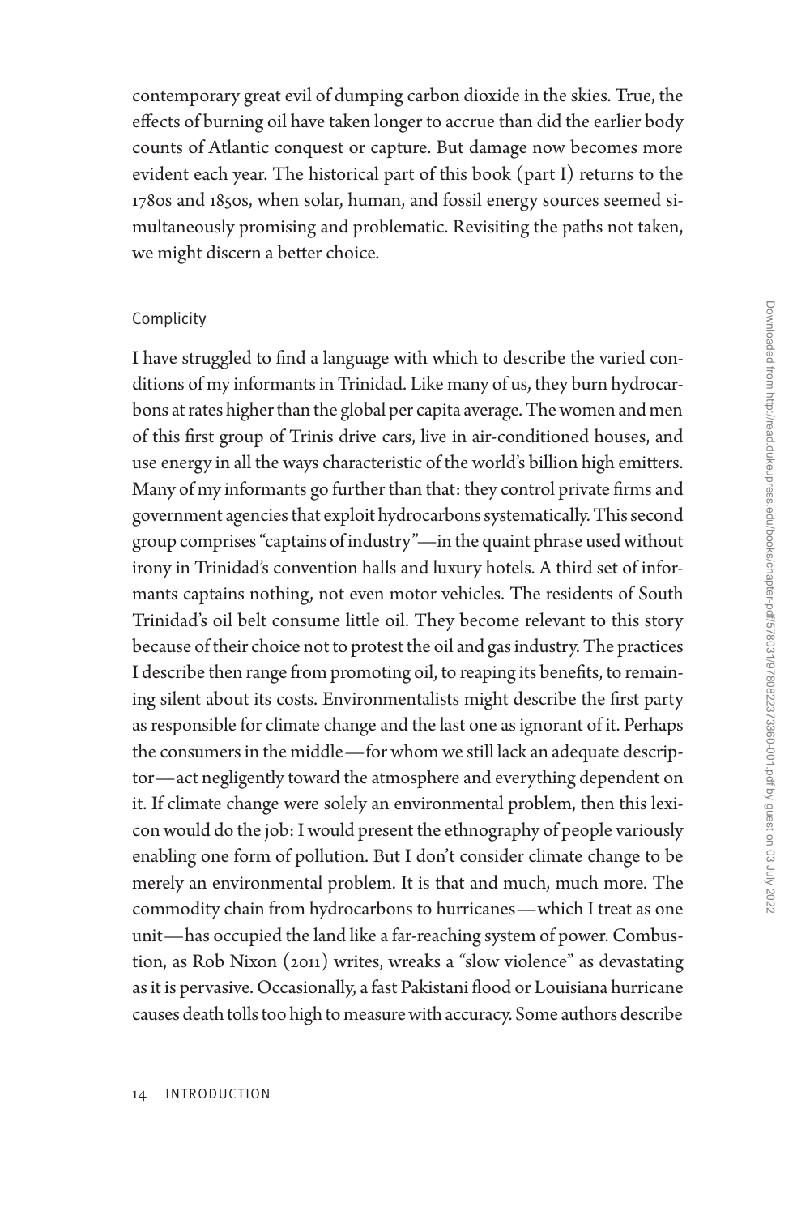contemporary great evil of dumping carbon dioxide in the skies. True, the effects of burning oil have taken longer to accrue than did the earlier body counts of Atlantic conquest or capture. But damage now becomes more evident each year. The historical part of this book (part I) returns to the 1780s and 1850s, when solar, human, and fossil energy sources seemed simultaneously promising and problematic. Revisiting the paths not taken, we might discern a better choice.

## Complicity

I have struggled to find a language with which to describe the varied conditions of my informants in Trinidad. Like many of us, they burn hydrocarbons at rates higher than the global per capita average. The women and men of this first group of Trinis drive cars, live in air-conditioned houses, and use energy in all the ways characteristic of the world's billion high emitters. Many of my informants go further than that: they control private firms and government agencies that exploit hydrocarbons systematically. This second group comprises "captains of industry"—in the quaint phrase used without irony in Trinidad's convention halls and luxury hotels. A third set of informants captains nothing, not even motor vehicles. The residents of South Trinidad's oil belt consume little oil. They become relevant to this story because of their choice not to protest the oil and gas industry. The practices I describe then range from promoting oil, to reaping its benefits, to remaining silent about its costs. Environmentalists might describe the first party as responsible for climate change and the last one as ignorant of it. Perhaps the consumers in the middle—for whom we still lack an adequate descriptor—act negligently toward the atmosphere and everything dependent on it. If climate change were solely an environmental problem, then this lexicon would do the job: I would present the ethnography of people variously enabling one form of pollution. But I don't consider climate change to be merely an environmental problem. It is that and much, much more. The commodity chain from hydrocarbons to hurricanes—which I treat as one unit—has occupied the land like a far-reaching system of power. Combustion, as Rob Nixon (2011) writes, wreaks a "slow violence" as devastating as it is pervasive. Occasionally, a fast Pakistani flood or Louisiana hurricane causes death tolls too high to measure with accuracy. Some authors describe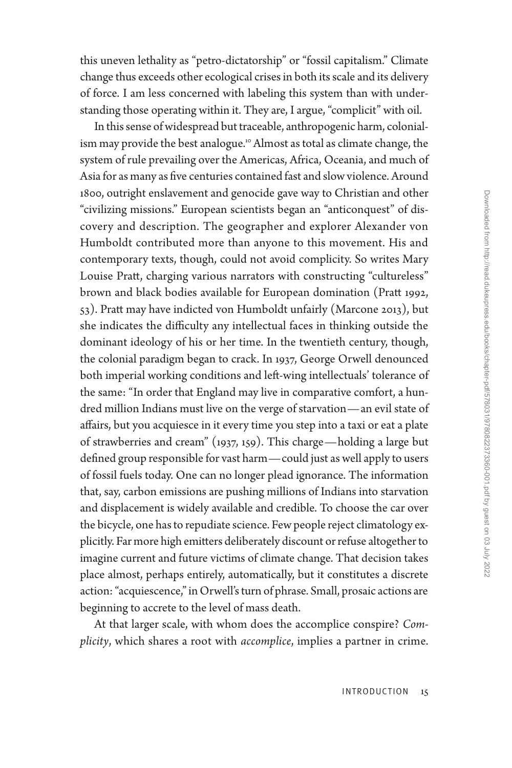this uneven lethality as "petro-dictatorship" or "fossil capitalism." Climate change thus exceeds other ecological crises in both its scale and its delivery of force. I am less concerned with labeling this system than with understanding those operating within it. They are, I argue, "complicit" with oil.

In this sense of widespread but traceable, anthropogenic harm, colonialism may provide the best analogue.[10] Almost as total as climate change, the system of rule prevailing over the Americas, Africa, Oceania, and much of Asia for as many as five centuries contained fast and slow violence. Around 1800, outright enslavement and genocide gave way to Christian and other "civilizing missions." European scientists began an "anticonquest" of discovery and description. The geographer and explorer Alexander von Humboldt contributed more than anyone to this movement. His and contemporary texts, though, could not avoid complicity. So writes Mary Louise Pratt, charging various narrators with constructing "cultureless" brown and black bodies available for European domination (Pratt 1992, 53). Pratt may have indicted von Humboldt unfairly (Marcone 2013), but she indicates the difficulty any intellectual faces in thinking outside the dominant ideology of his or her time. In the twentieth century, though, the colonial paradigm began to crack. In 1937, George Orwell denounced both imperial working conditions and left-wing intellectuals' tolerance of the same: "In order that England may live in comparative comfort, a hundred million Indians must live on the verge of starvation—an evil state of affairs, but you acquiesce in it every time you step into a taxi or eat a plate of strawberries and cream" (1937, 159). This charge—holding a large but defined group responsible for vast harm—could just as well apply to users of fossil fuels today. One can no longer plead ignorance. The information that, say, carbon emissions are pushing millions of Indians into starvation and displacement is widely available and credible. To choose the car over the bicycle, one has to repudiate science. Few people reject climatology explicitly. Far more high emitters deliberately discount or refuse altogether to imagine current and future victims of climate change. That decision takes place almost, perhaps entirely, automatically, but it constitutes a discrete action: "acquiescence," in Orwell's turn of phrase. Small, prosaic actions are beginning to accrete to the level of mass death.

At that larger scale, with whom does the accomplice conspire? *Complicity*, which shares a root with *accomplice*, implies a partner in crime.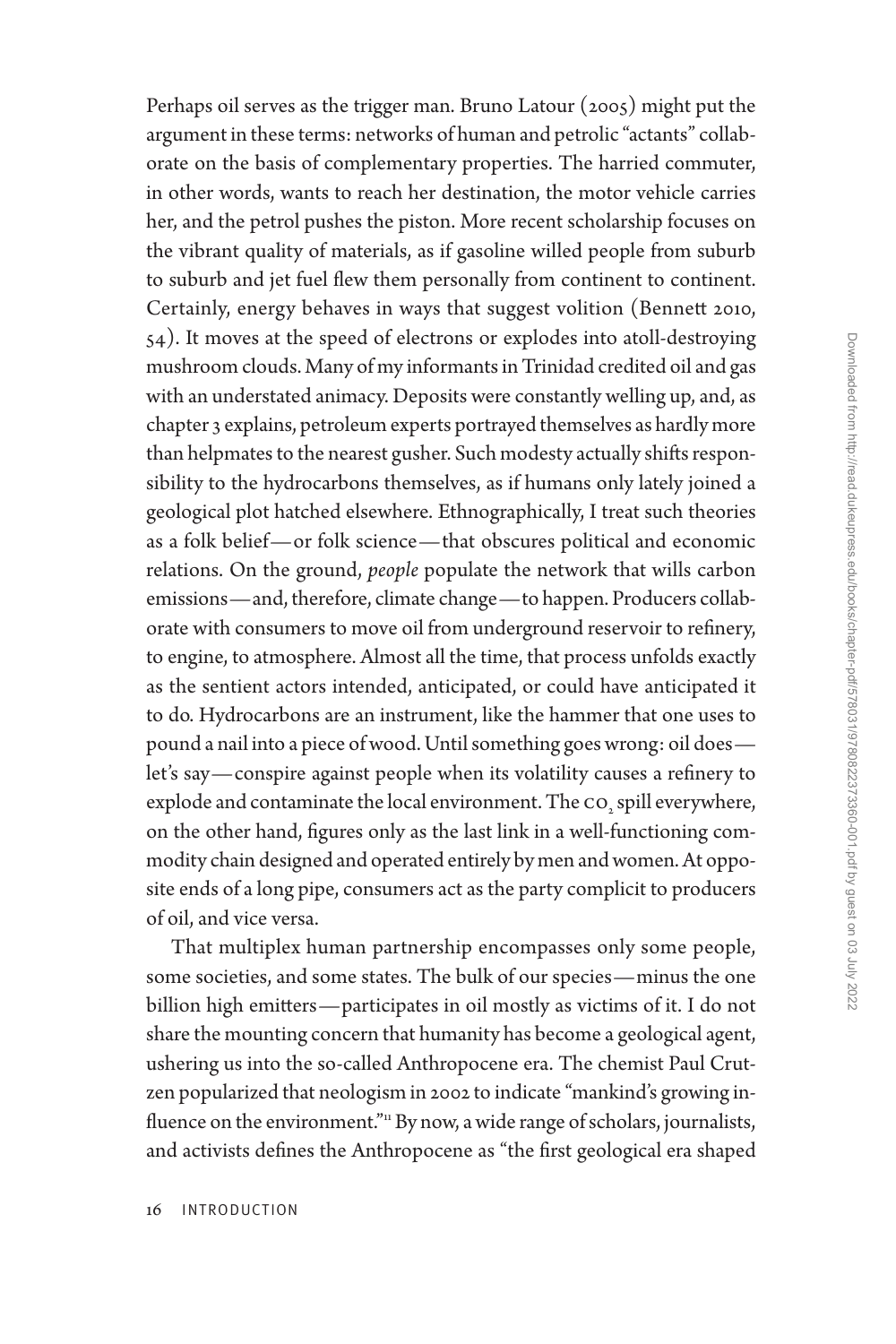Perhaps oil serves as the trigger man. Bruno Latour (2005) might put the argument in these terms: networks of human and petrolic "actants" collaborate on the basis of complementary properties. The harried commuter, in other words, wants to reach her destination, the motor vehicle carries her, and the petrol pushes the piston. More recent scholarship focuses on the vibrant quality of materials, as if gasoline willed people from suburb to suburb and jet fuel flew them personally from continent to continent. Certainly, energy behaves in ways that suggest volition (Bennett 2010, 54). It moves at the speed of electrons or explodes into atoll-destroying mushroom clouds. Many of my informants in Trinidad credited oil and gas with an understated animacy. Deposits were constantly welling up, and, as chapter 3 explains, petroleum experts portrayed themselves as hardly more than helpmates to the nearest gusher. Such modesty actually shifts responsibility to the hydrocarbons themselves, as if humans only lately joined a geological plot hatched elsewhere. Ethnographically, I treat such theories as a folk belief—or folk science—that obscures political and economic relations. On the ground, *people* populate the network that wills carbon emissions—and, therefore, climate change—to happen. Producers collaborate with consumers to move oil from underground reservoir to refinery, to engine, to atmosphere. Almost all the time, that process unfolds exactly as the sentient actors intended, anticipated, or could have anticipated it to do. Hydrocarbons are an instrument, like the hammer that one uses to pound a nail into a piece of wood. Until something goes wrong: oil does—let's say—conspire against people when its volatility causes a refinery to explode and contaminate the local environment. The $CO_2$ spill everywhere, on the other hand, figures only as the last link in a well-functioning commodity chain designed and operated entirely by men and women. At opposite ends of a long pipe, consumers act as the party complicit to producers of oil, and vice versa.

That multiplex human partnership encompasses only some people, some societies, and some states. The bulk of our species—minus the one billion high emitters—participates in oil mostly as victims of it. I do not share the mounting concern that humanity has become a geological agent, ushering us into the so-called Anthropocene era. The chemist Paul Crutzen popularized that neologism in 2002 to indicate "mankind's growing influence on the environment."[11] By now, a wide range of scholars, journalists, and activists defines the Anthropocene as "the first geological era shaped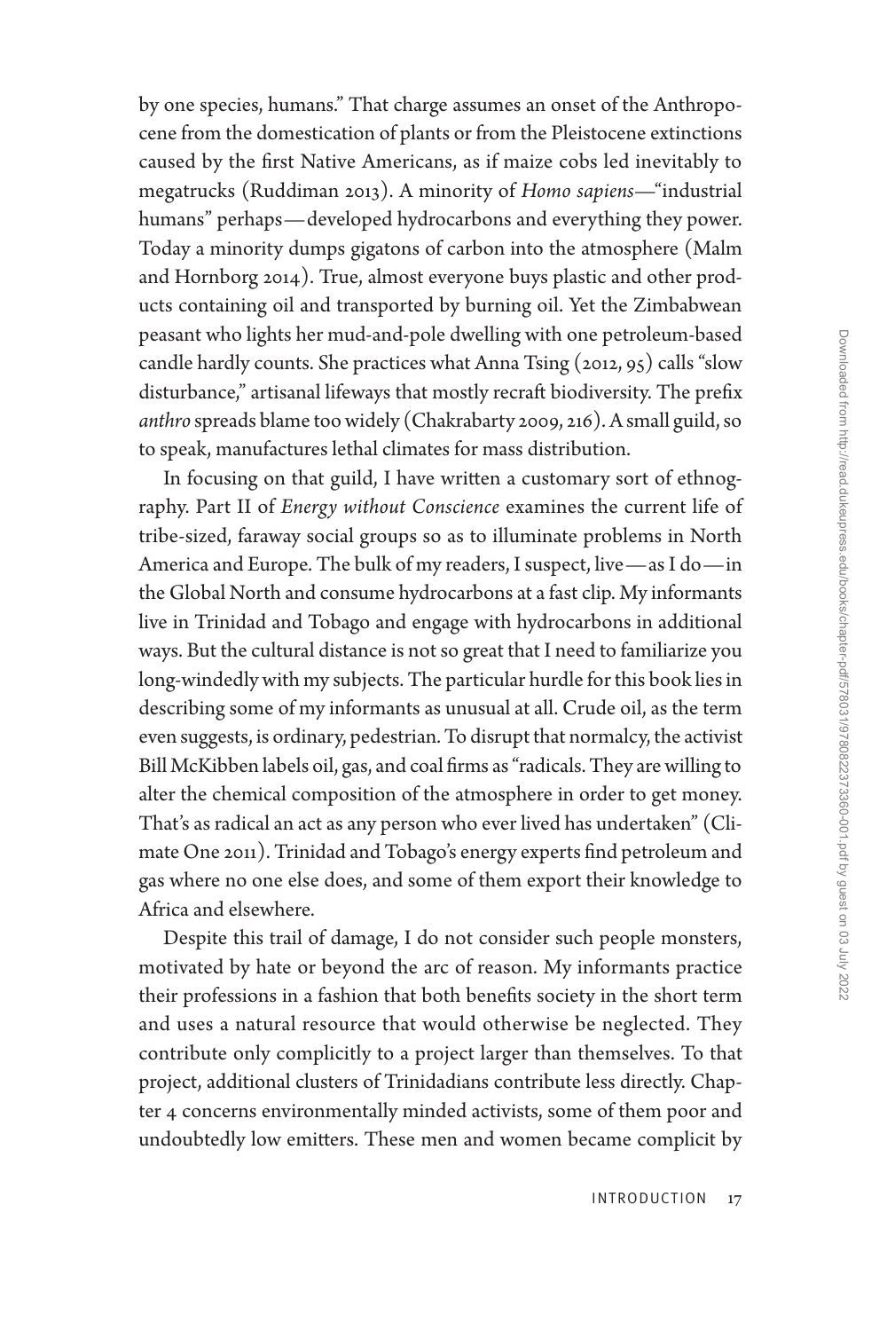by one species, humans." That charge assumes an onset of the Anthropocene from the domestication of plants or from the Pleistocene extinctions caused by the first Native Americans, as if maize cobs led inevitably to megatrucks (Ruddiman 2013). A minority of *Homo sapiens*—"industrial humans" perhaps—developed hydrocarbons and everything they power. Today a minority dumps gigatons of carbon into the atmosphere (Malm and Hornborg 2014). True, almost everyone buys plastic and other products containing oil and transported by burning oil. Yet the Zimbabwean peasant who lights her mud-and-pole dwelling with one petroleum-based candle hardly counts. She practices what Anna Tsing (2012, 95) calls "slow disturbance," artisanal lifeways that mostly recraft biodiversity. The prefix *anthro* spreads blame too widely (Chakrabarty 2009, 216). A small guild, so to speak, manufactures lethal climates for mass distribution.

In focusing on that guild, I have written a customary sort of ethnography. Part II of *Energy without Conscience* examines the current life of tribe-sized, faraway social groups so as to illuminate problems in North America and Europe. The bulk of my readers, I suspect, live—as I do—in the Global North and consume hydrocarbons at a fast clip. My informants live in Trinidad and Tobago and engage with hydrocarbons in additional ways. But the cultural distance is not so great that I need to familiarize you long-windedly with my subjects. The particular hurdle for this book lies in describing some of my informants as unusual at all. Crude oil, as the term even suggests, is ordinary, pedestrian. To disrupt that normalcy, the activist Bill McKibben labels oil, gas, and coal firms as "radicals. They are willing to alter the chemical composition of the atmosphere in order to get money. That's as radical an act as any person who ever lived has undertaken" (Climate One 2011). Trinidad and Tobago's energy experts find petroleum and gas where no one else does, and some of them export their knowledge to Africa and elsewhere.

Despite this trail of damage, I do not consider such people monsters, motivated by hate or beyond the arc of reason. My informants practice their professions in a fashion that both benefits society in the short term and uses a natural resource that would otherwise be neglected. They contribute only complicitly to a project larger than themselves. To that project, additional clusters of Trinidadians contribute less directly. Chapter 4 concerns environmentally minded activists, some of them poor and undoubtedly low emitters. These men and women became complicit by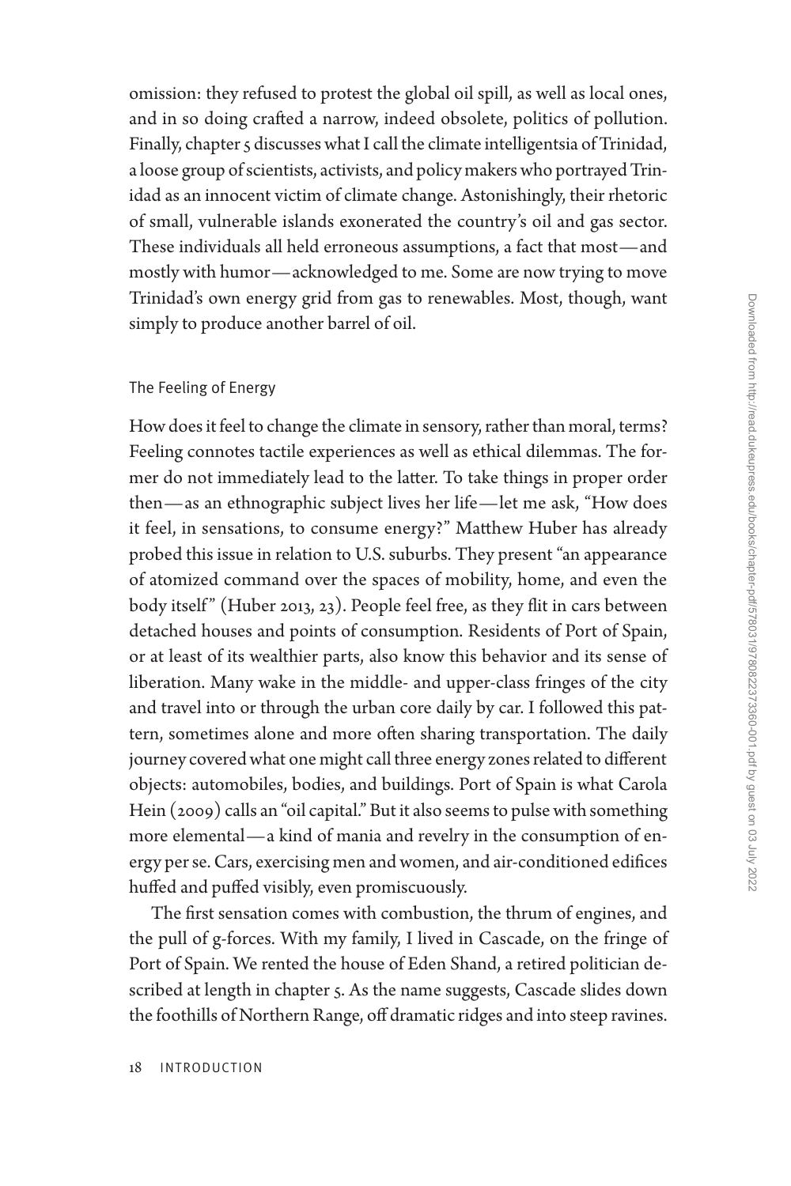omission: they refused to protest the global oil spill, as well as local ones, and in so doing crafted a narrow, indeed obsolete, politics of pollution. Finally, chapter 5 discusses what I call the climate intelligentsia of Trinidad, a loose group of scientists, activists, and policy makers who portrayed Trinidad as an innocent victim of climate change. Astonishingly, their rhetoric of small, vulnerable islands exonerated the country's oil and gas sector. These individuals all held erroneous assumptions, a fact that most—and mostly with humor—acknowledged to me. Some are now trying to move Trinidad's own energy grid from gas to renewables. Most, though, want simply to produce another barrel of oil.

## The Feeling of Energy

How does it feel to change the climate in sensory, rather than moral, terms? Feeling connotes tactile experiences as well as ethical dilemmas. The former do not immediately lead to the latter. To take things in proper order then—as an ethnographic subject lives her life—let me ask, "How does it feel, in sensations, to consume energy?" Matthew Huber has already probed this issue in relation to U.S. suburbs. They present "an appearance of atomized command over the spaces of mobility, home, and even the body itself" (Huber 2013, 23). People feel free, as they flit in cars between detached houses and points of consumption. Residents of Port of Spain, or at least of its wealthier parts, also know this behavior and its sense of liberation. Many wake in the middle- and upper-class fringes of the city and travel into or through the urban core daily by car. I followed this pattern, sometimes alone and more often sharing transportation. The daily journey covered what one might call three energy zones related to different objects: automobiles, bodies, and buildings. Port of Spain is what Carola Hein (2009) calls an "oil capital." But it also seems to pulse with something more elemental—a kind of mania and revelry in the consumption of energy per se. Cars, exercising men and women, and air-conditioned edifices huffed and puffed visibly, even promiscuously.

The first sensation comes with combustion, the thrum of engines, and the pull of g-forces. With my family, I lived in Cascade, on the fringe of Port of Spain. We rented the house of Eden Shand, a retired politician described at length in chapter 5. As the name suggests, Cascade slides down the foothills of Northern Range, off dramatic ridges and into steep ravines.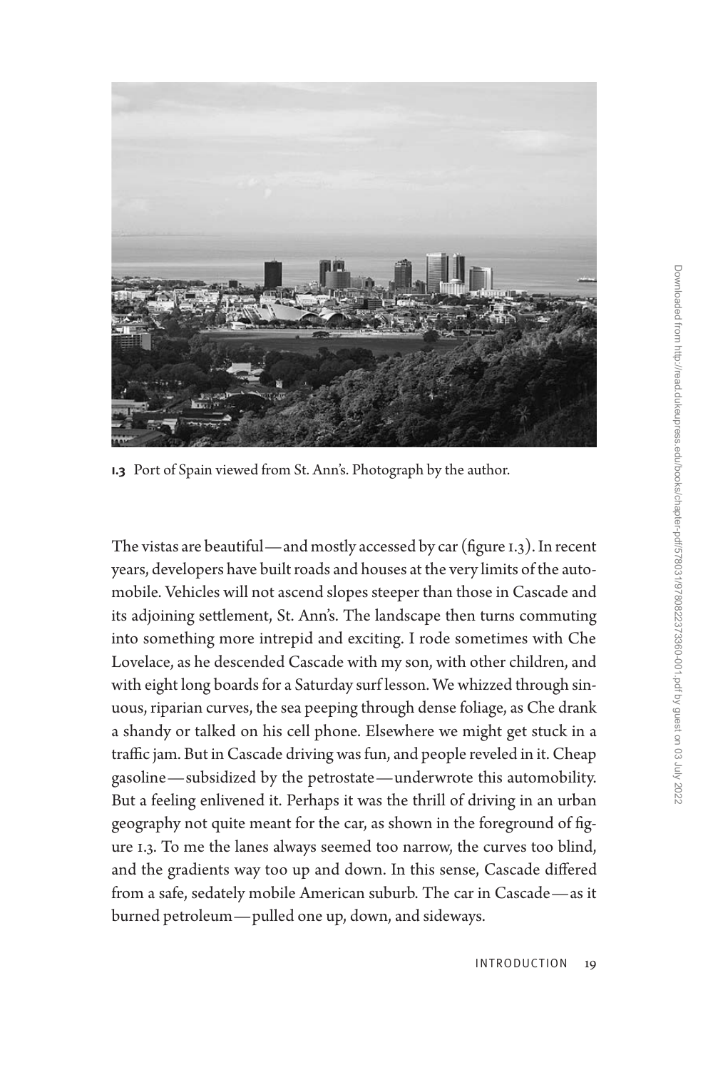**1.3** Port of Spain viewed from St. Ann's. Photograph by the author.

The vistas are beautiful—and mostly accessed by car (figure 1.3). In recent years, developers have built roads and houses at the very limits of the automobile. Vehicles will not ascend slopes steeper than those in Cascade and its adjoining settlement, St. Ann's. The landscape then turns commuting into something more intrepid and exciting. I rode sometimes with Che Lovelace, as he descended Cascade with my son, with other children, and with eight long boards for a Saturday surf lesson. We whizzed through sinuous, riparian curves, the sea peeping through dense foliage, as Che drank a shandy or talked on his cell phone. Elsewhere we might get stuck in a traffic jam. But in Cascade driving was fun, and people reveled in it. Cheap gasoline—subsidized by the petrostate—underwrote this automobility. But a feeling enlivened it. Perhaps it was the thrill of driving in an urban geography not quite meant for the car, as shown in the foreground of figure 1.3. To me the lanes always seemed too narrow, the curves too blind, and the gradients way too up and down. In this sense, Cascade differed from a safe, sedately mobile American suburb. The car in Cascade—as it burned petroleum—pulled one up, down, and sideways.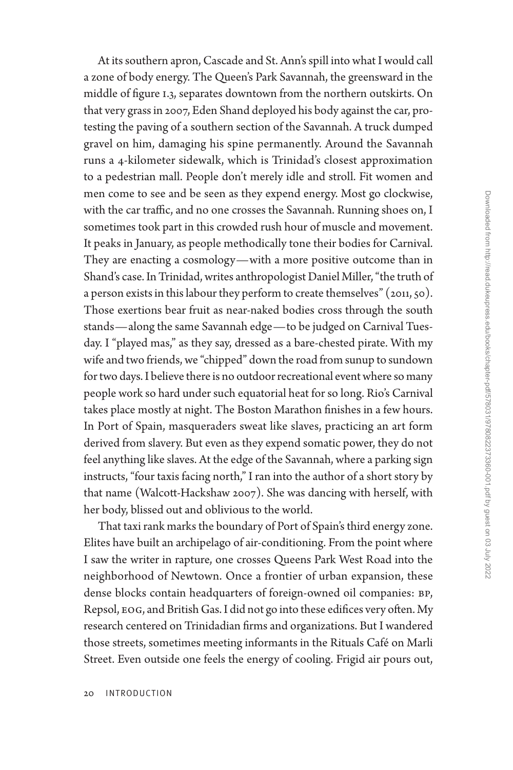At its southern apron, Cascade and St. Ann's spill into what I would call a zone of body energy. The Queen's Park Savannah, the greensward in the middle of figure I.3, separates downtown from the northern outskirts. On that very grass in 2007, Eden Shand deployed his body against the car, protesting the paving of a southern section of the Savannah. A truck dumped gravel on him, damaging his spine permanently. Around the Savannah runs a 4-kilometer sidewalk, which is Trinidad's closest approximation to a pedestrian mall. People don't merely idle and stroll. Fit women and men come to see and be seen as they expend energy. Most go clockwise, with the car traffic, and no one crosses the Savannah. Running shoes on, I sometimes took part in this crowded rush hour of muscle and movement. It peaks in January, as people methodically tone their bodies for Carnival. They are enacting a cosmology—with a more positive outcome than in Shand's case. In Trinidad, writes anthropologist Daniel Miller, "the truth of a person exists in this labour they perform to create themselves" (2011, 50). Those exertions bear fruit as near-naked bodies cross through the south stands—along the same Savannah edge—to be judged on Carnival Tuesday. I "played mas," as they say, dressed as a bare-chested pirate. With my wife and two friends, we "chipped" down the road from sunup to sundown for two days. I believe there is no outdoor recreational event where so many people work so hard under such equatorial heat for so long. Rio's Carnival takes place mostly at night. The Boston Marathon finishes in a few hours. In Port of Spain, masqueraders sweat like slaves, practicing an art form derived from slavery. But even as they expend somatic power, they do not feel anything like slaves. At the edge of the Savannah, where a parking sign instructs, "four taxis facing north," I ran into the author of a short story by that name (Walcott-Hackshaw 2007). She was dancing with herself, with her body, blissed out and oblivious to the world.

That taxi rank marks the boundary of Port of Spain's third energy zone. Elites have built an archipelago of air-conditioning. From the point where I saw the writer in rapture, one crosses Queens Park West Road into the neighborhood of Newtown. Once a frontier of urban expansion, these dense blocks contain headquarters of foreign-owned oil companies: BP, Repsol, EOG, and British Gas. I did not go into these edifices very often. My research centered on Trinidadian firms and organizations. But I wandered those streets, sometimes meeting informants in the Rituals Café on Marli Street. Even outside one feels the energy of cooling. Frigid air pours out,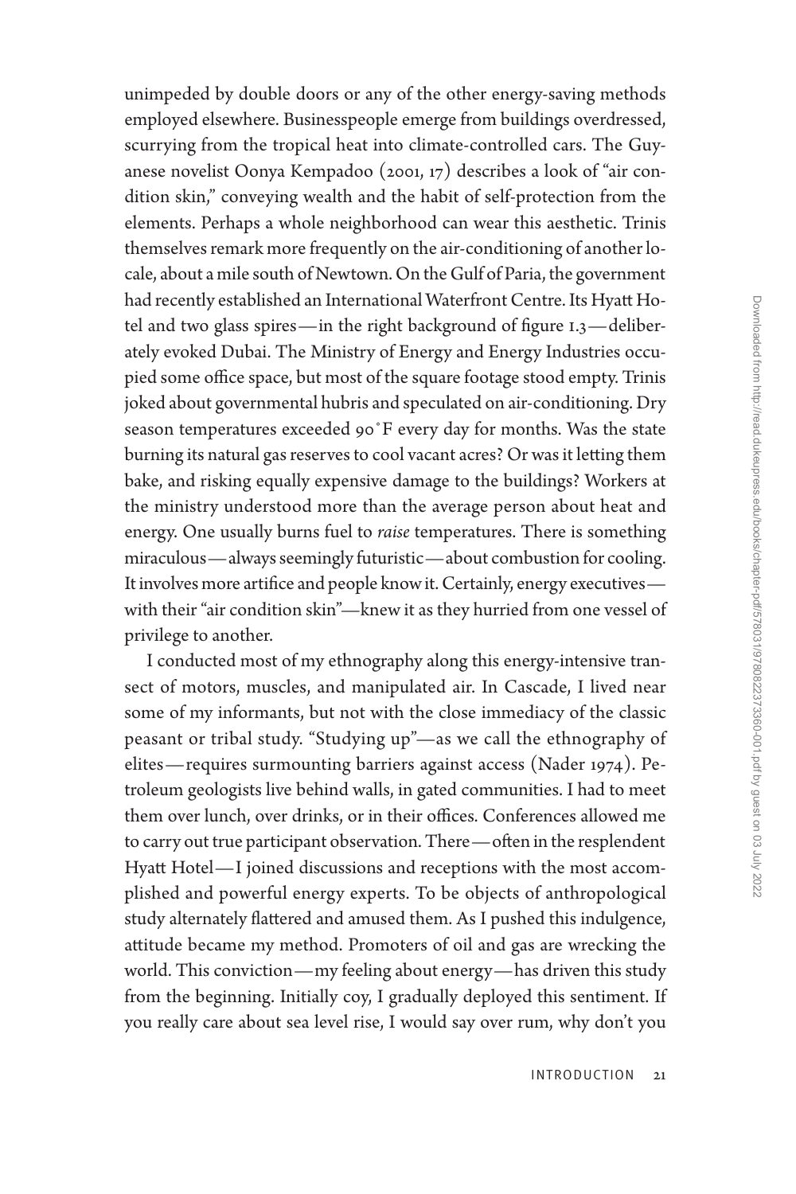unimpeded by double doors or any of the other energy-saving methods employed elsewhere. Businesspeople emerge from buildings overdressed, scurrying from the tropical heat into climate-controlled cars. The Guyanese novelist Oonya Kempadoo (2001, 17) describes a look of "air condition skin," conveying wealth and the habit of self-protection from the elements. Perhaps a whole neighborhood can wear this aesthetic. Trinis themselves remark more frequently on the air-conditioning of another locale, about a mile south of Newtown. On the Gulf of Paria, the government had recently established an International Waterfront Centre. Its Hyatt Hotel and two glass spires—in the right background of figure I.3—deliberately evoked Dubai. The Ministry of Energy and Energy Industries occupied some office space, but most of the square footage stood empty. Trinis joked about governmental hubris and speculated on air-conditioning. Dry season temperatures exceeded 90°F every day for months. Was the state burning its natural gas reserves to cool vacant acres? Or was it letting them bake, and risking equally expensive damage to the buildings? Workers at the ministry understood more than the average person about heat and energy. One usually burns fuel to *raise* temperatures. There is something miraculous—always seemingly futuristic—about combustion for cooling. It involves more artifice and people know it. Certainly, energy executives—with their "air condition skin"—knew it as they hurried from one vessel of privilege to another.

I conducted most of my ethnography along this energy-intensive transect of motors, muscles, and manipulated air. In Cascade, I lived near some of my informants, but not with the close immediacy of the classic peasant or tribal study. "Studying up"—as we call the ethnography of elites—requires surmounting barriers against access (Nader 1974). Petroleum geologists live behind walls, in gated communities. I had to meet them over lunch, over drinks, or in their offices. Conferences allowed me to carry out true participant observation. There—often in the resplendent Hyatt Hotel—I joined discussions and receptions with the most accomplished and powerful energy experts. To be objects of anthropological study alternately flattered and amused them. As I pushed this indulgence, attitude became my method. Promoters of oil and gas are wrecking the world. This conviction—my feeling about energy—has driven this study from the beginning. Initially coy, I gradually deployed this sentiment. If you really care about sea level rise, I would say over rum, why don't you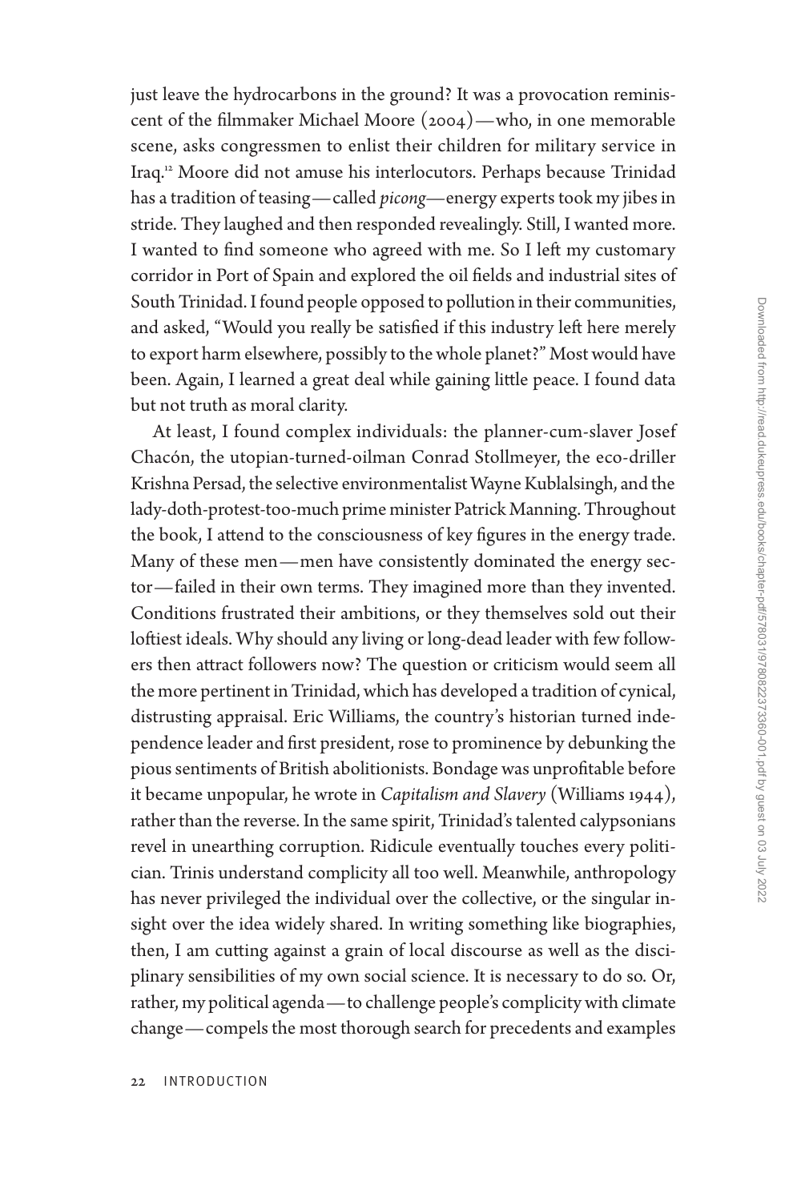just leave the hydrocarbons in the ground? It was a provocation reminiscent of the filmmaker Michael Moore (2004)—who, in one memorable scene, asks congressmen to enlist their children for military service in Iraq.[12] Moore did not amuse his interlocutors. Perhaps because Trinidad has a tradition of teasing—called *picong*—energy experts took my jibes in stride. They laughed and then responded revealingly. Still, I wanted more. I wanted to find someone who agreed with me. So I left my customary corridor in Port of Spain and explored the oil fields and industrial sites of South Trinidad. I found people opposed to pollution in their communities, and asked, "Would you really be satisfied if this industry left here merely to export harm elsewhere, possibly to the whole planet?" Most would have been. Again, I learned a great deal while gaining little peace. I found data but not truth as moral clarity.

At least, I found complex individuals: the planner-cum-slaver Josef Chacón, the utopian-turned-oilman Conrad Stollmeyer, the eco-driller Krishna Persad, the selective environmentalist Wayne Kublalsingh, and the lady-doth-protest-too-much prime minister Patrick Manning. Throughout the book, I attend to the consciousness of key figures in the energy trade. Many of these men—men have consistently dominated the energy sector—failed in their own terms. They imagined more than they invented. Conditions frustrated their ambitions, or they themselves sold out their loftiest ideals. Why should any living or long-dead leader with few followers then attract followers now? The question or criticism would seem all the more pertinent in Trinidad, which has developed a tradition of cynical, distrusting appraisal. Eric Williams, the country's historian turned independence leader and first president, rose to prominence by debunking the pious sentiments of British abolitionists. Bondage was unprofitable before it became unpopular, he wrote in *Capitalism and Slavery* (Williams 1944), rather than the reverse. In the same spirit, Trinidad's talented calypsonians revel in unearthing corruption. Ridicule eventually touches every politician. Trinis understand complicity all too well. Meanwhile, anthropology has never privileged the individual over the collective, or the singular insight over the idea widely shared. In writing something like biographies, then, I am cutting against a grain of local discourse as well as the disciplinary sensibilities of my own social science. It is necessary to do so. Or, rather, my political agenda—to challenge people's complicity with climate change—compels the most thorough search for precedents and examples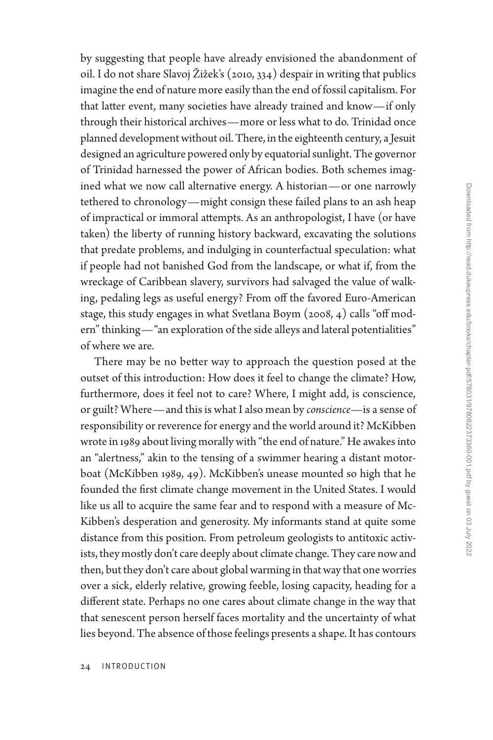by suggesting that people have already envisioned the abandonment of oil. I do not share Slavoj Žižek's (2010, 334) despair in writing that publics imagine the end of nature more easily than the end of fossil capitalism. For that latter event, many societies have already trained and know—if only through their historical archives—more or less what to do. Trinidad once planned development without oil. There, in the eighteenth century, a Jesuit designed an agriculture powered only by equatorial sunlight. The governor of Trinidad harnessed the power of African bodies. Both schemes imagined what we now call alternative energy. A historian—or one narrowly tethered to chronology—might consign these failed plans to an ash heap of impractical or immoral attempts. As an anthropologist, I have (or have taken) the liberty of running history backward, excavating the solutions that predate problems, and indulging in counterfactual speculation: what if people had not banished God from the landscape, or what if, from the wreckage of Caribbean slavery, survivors had salvaged the value of walking, pedaling legs as useful energy? From off the favored Euro-American stage, this study engages in what Svetlana Boym (2008, 4) calls "off modern" thinking—"an exploration of the side alleys and lateral potentialities" of where we are.

There may be no better way to approach the question posed at the outset of this introduction: How does it feel to change the climate? How, furthermore, does it feel not to care? Where, I might add, is conscience, or guilt? Where—and this is what I also mean by *conscience*—is a sense of responsibility or reverence for energy and the world around it? McKibben wrote in 1989 about living morally with "the end of nature." He awakes into an "alertness," akin to the tensing of a swimmer hearing a distant motorboat (McKibben 1989, 49). McKibben's unease mounted so high that he founded the first climate change movement in the United States. I would like us all to acquire the same fear and to respond with a measure of McKibben's desperation and generosity. My informants stand at quite some distance from this position. From petroleum geologists to antitoxic activists, they mostly don't care deeply about climate change. They care now and then, but they don't care about global warming in that way that one worries over a sick, elderly relative, growing feeble, losing capacity, heading for a different state. Perhaps no one cares about climate change in the way that that senescent person herself faces mortality and the uncertainty of what lies beyond. The absence of those feelings presents a shape. It has contours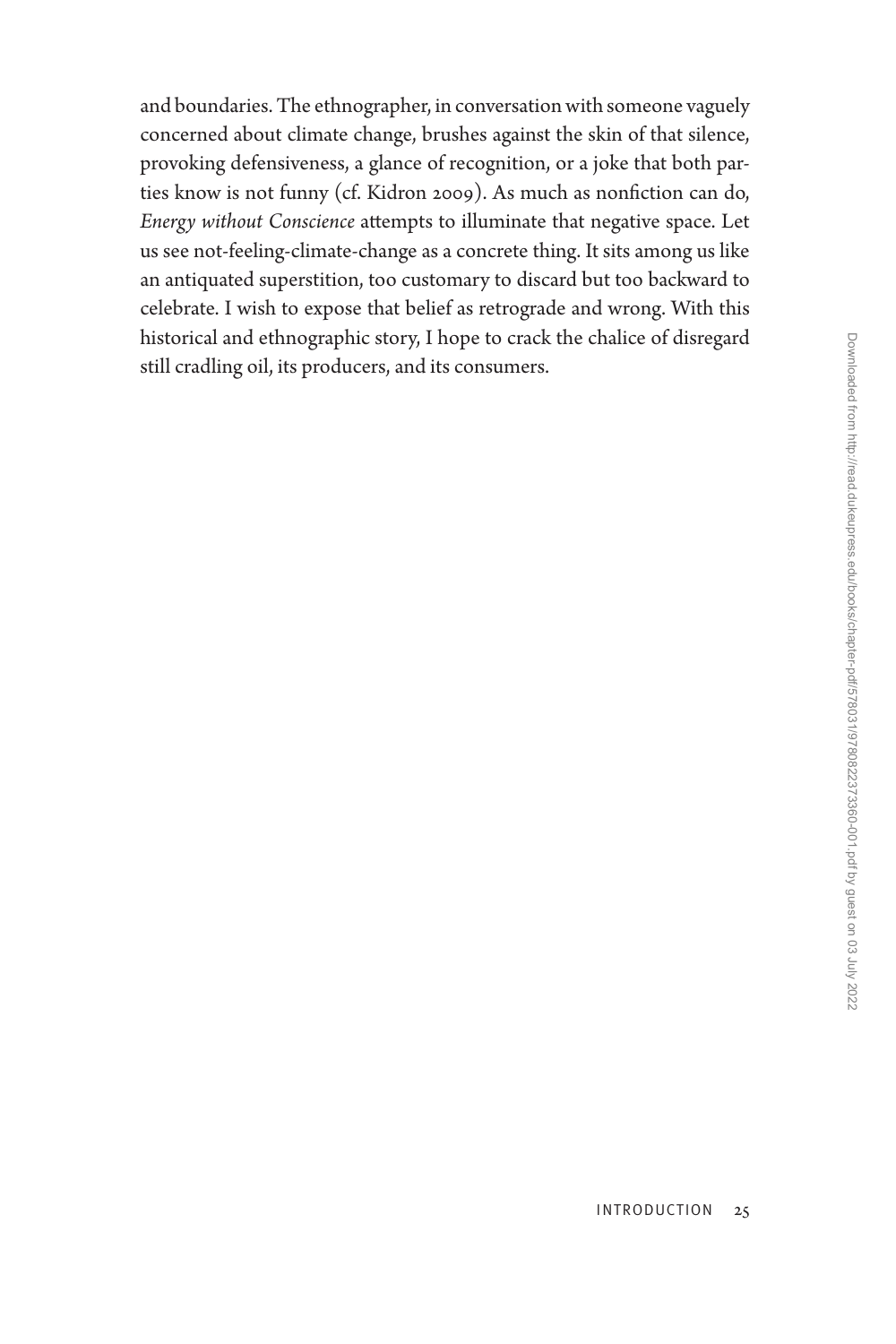and boundaries. The ethnographer, in conversation with someone vaguely concerned about climate change, brushes against the skin of that silence, provoking defensiveness, a glance of recognition, or a joke that both parties know is not funny (cf. Kidron 2009). As much as nonfiction can do, *Energy without Conscience* attempts to illuminate that negative space. Let us see not-feeling-climate-change as a concrete thing. It sits among us like an antiquated superstition, too customary to discard but too backward to celebrate. I wish to expose that belief as retrograde and wrong. With this historical and ethnographic story, I hope to crack the chalice of disregard still cradling oil, its producers, and its consumers.